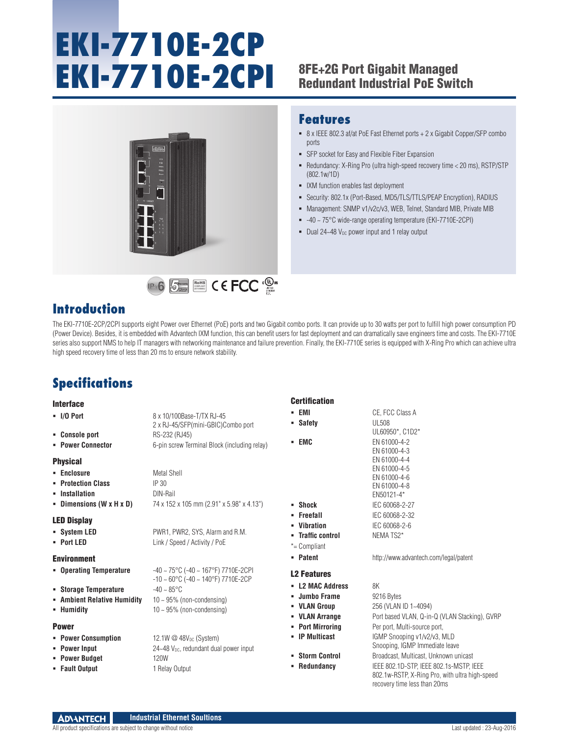# EKI-7710E-2CP
# EKI-7710E-2CPI

## 8FE+2G Port Gigabit Managed Redundant Industrial PoE Switch

## Features

- 8 x IEEE 802.3 af/at PoE Fast Ethernet ports + 2 x Gigabit Copper/SFP combo ports
- SFP socket for Easy and Flexible Fiber Expansion
- Redundancy: X-Ring Pro (ultra high-speed recovery time < 20 ms), RSTP/STP (802.1w/1D)
- IXM function enables fast deployment
- Security: 802.1x (Port-Based, MD5/TLS/TTLS/PEAP Encryption), RADIUS
- Management: SNMP v1/v2c/v3, WEB, Telnet, Standard MIB, Private MIB
- -40 ~ 75°C wide-range operating temperature (EKI-7710E-2CPI)
- Dual 24~48 $V_{DC}$ power input and 1 relay output

## Introduction

The EKI-7710E-2CP/2CPI supports eight Power over Ethernet (PoE) ports and two Gigabit combo ports. It can provide up to 30 watts per port to fulfill high power consumption PD (Power Device). Besides, it is embedded with Advantech IXM function, this can benefit users for fast deployment and can dramatically save engineers time and costs. The EKI-7710E series also support NMS to help IT managers with networking maintenance and failure prevention. Finally, the EKI-7710E series is equipped with X-Ring Pro which can achieve ultra high speed recovery time of less than 20 ms to ensure network stability.

## Specifications

### Interface

- **I/O Port**: 8 x 10/100Base-T/TX RJ-45; 2 x RJ-45/SFP(mini-GBIC)Combo port
- **Console port**: RS-232 (RJ45)
- **Power Connector**: 6-pin screw Terminal Block (including relay)

### Physical

- **Enclosure**: Metal Shell
- **Protection Class**: IP 30
- **Installation**: DIN-Rail
- **Dimensions (W x H x D)**: 74 x 152 x 105 mm (2.91" x 5.98" x 4.13")

### LED Display

- **System LED**: PWR1, PWR2, SYS, Alarm and R.M.
- **Port LED**: Link / Speed / Activity / PoE

### Environment

- **Operating Temperature**: -40 ~ 75°C (-40 ~ 167°F) 7710E-2CPI; -10 ~ 60°C (-40 ~ 140°F) 7710E-2CP
- **Storage Temperature**: -40 ~ 85°C
- **Ambient Relative Humidity**: 10 ~ 95% (non-condensing)
- **Humidity**: 10 ~ 95% (non-condensing)

### Power

- **Power Consumption**: 12.1W @ 48$V_{DC}$ (System)
- **Power Input**: 24~48 $V_{DC}$, redundant dual power input
- **Power Budget**: 120W
- **Fault Output**: 1 Relay Output

### Certification

- **EMI**: CE, FCC Class A
- **Safety**: UL508; UL60950*, C1D2*
- **EMC**: EN 61000-4-2; EN 61000-4-3; EN 61000-4-4; EN 61000-4-5; EN 61000-4-6; EN 61000-4-8; EN50121-4*
- **Shock**: IEC 60068-2-27
- **Freefall**: IEC 60068-2-32
- **Vibration**: IEC 60068-2-6
- **Traffic control**: NEMA TS2*

*= Compliant

- **Patent**: http://www.advantech.com/legal/patent

### L2 Features

- **L2 MAC Address**: 8K
- **Jumbo Frame**: 9216 Bytes
- **VLAN Group**: 256 (VLAN ID 1~4094)
- **VLAN Arrange**: Port based VLAN, Q-in-Q (VLAN Stacking), GVRP
- **Port Mirroring**: Per port, Multi-source port,
- **IP Multicast**: IGMP Snooping v1/v2/v3, MLD Snooping, IGMP Immediate leave
- **Storm Control**: Broadcast, Multicast, Unknown unicast
- **Redundancy**: IEEE 802.1D-STP, IEEE 802.1s-MSTP, IEEE 802.1w-RSTP, X-Ring Pro, with ultra high-speed recovery time less than 20ms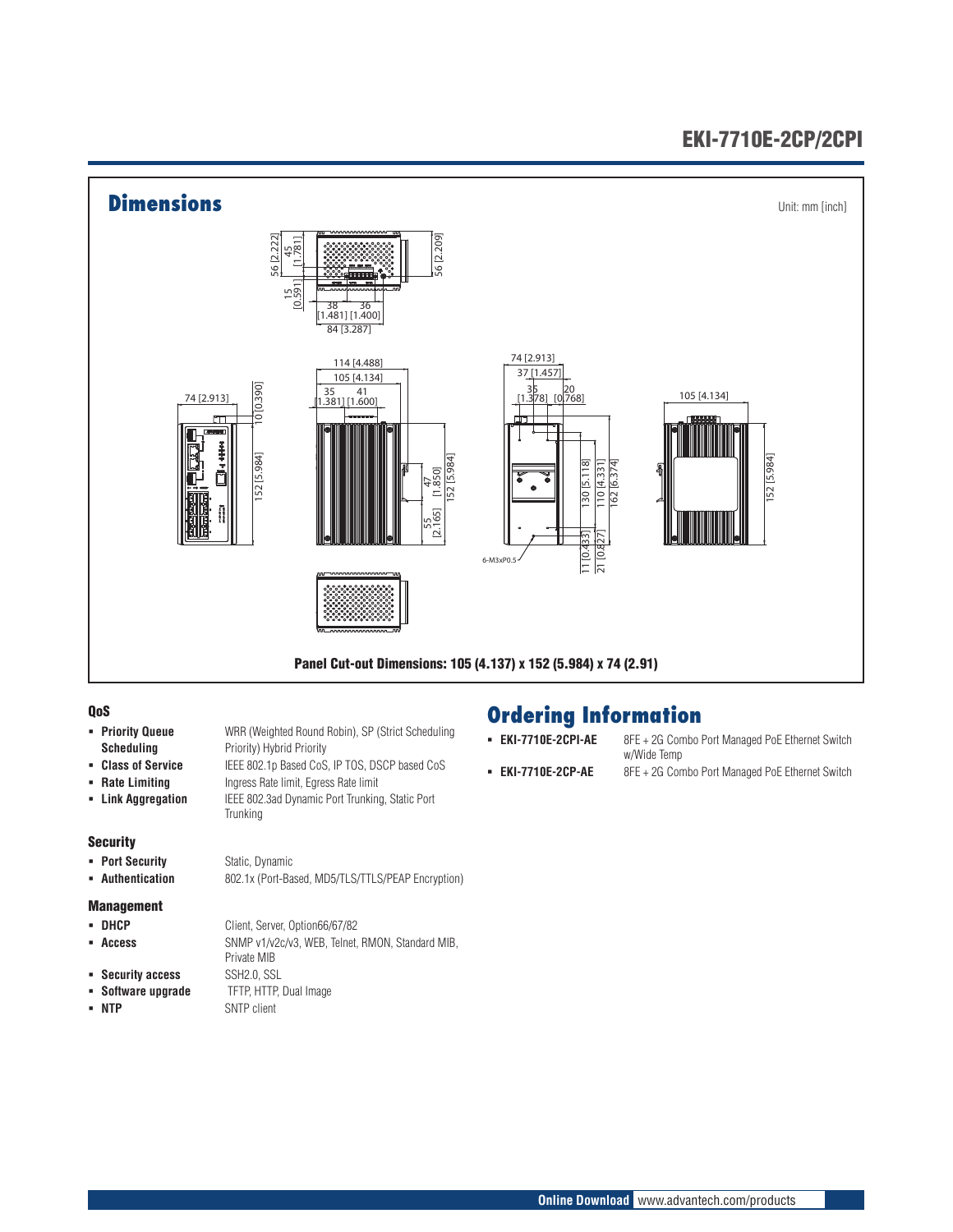## Dimensions

Unit: mm [inch]

56 [2.222]
45 [1.781]
56 [2.209]
15 [0.591]
38 [1.481]
36 [1.400]
84 [3.287]

74 [2.913]
10 [0.390]
152 [5.984]

114 [4.488]
105 [4.134]
35 [1.381]
41 [1.600]
47 [1.850]
152 [5.984]
55 [2.165]

74 [2.913]
37 [1.457]
35 [1.378]
20 [0.768]
130 [5.118]
110 [4.331]
162 [6.374]
11 [0.433]
21 [0.827]
6-M3xP0.5

105 [4.134]
152 [5.984]

**Panel Cut-out Dimensions: 105 (4.137) x 152 (5.984) x 74 (2.91)**

### QoS

- **Priority Queue Scheduling**: WRR (Weighted Round Robin), SP (Strict Scheduling Priority) Hybrid Priority
- **Class of Service**: IEEE 802.1p Based CoS, IP TOS, DSCP based CoS
- **Rate Limiting**: Ingress Rate limit, Egress Rate limit
- **Link Aggregation**: IEEE 802.3ad Dynamic Port Trunking, Static Port Trunking

### Security

- **Port Security**: Static, Dynamic
- **Authentication**: 802.1x (Port-Based, MD5/TLS/TTLS/PEAP Encryption)

### Management

- **DHCP**: Client, Server, Option66/67/82
- **Access**: SNMP v1/v2c/v3, WEB, Telnet, RMON, Standard MIB, Private MIB
- **Security access**: SSH2.0, SSL
- **Software upgrade**: TFTP, HTTP, Dual Image
- **NTP**: SNTP client

## Ordering Information

- **EKI-7710E-2CPI-AE**: 8FE + 2G Combo Port Managed PoE Ethernet Switch w/Wide Temp
- **EKI-7710E-2CP-AE**: 8FE + 2G Combo Port Managed PoE Ethernet Switch